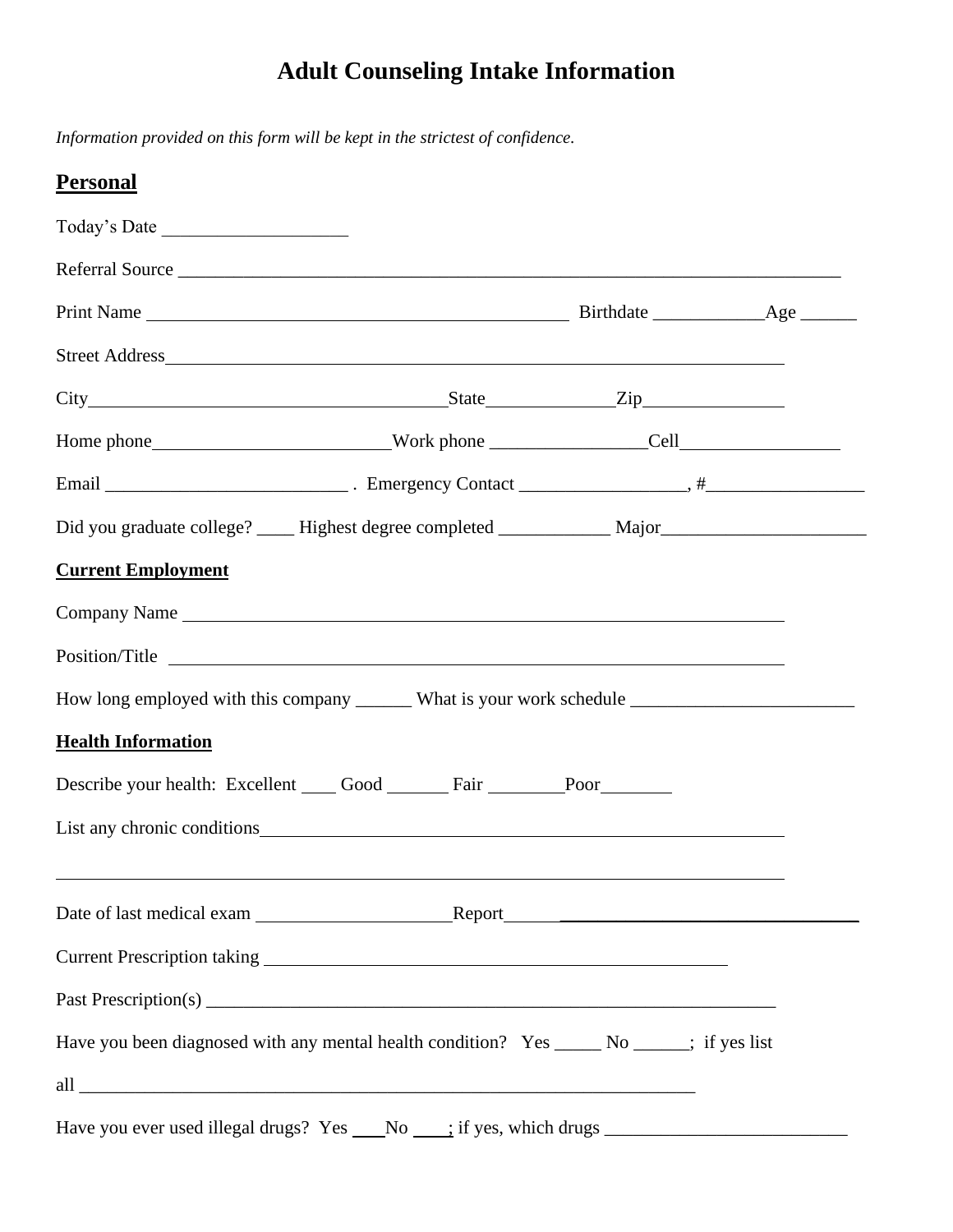# Adult Counseling Intake Information

*Information provided on this form will be kept in the strictest of confidence.*

## Personal

Today's Date ____________________

Referral Source ______________________________________________________________________

Print Name ____________________________________________ Birthdate ____________Age ______

Street Address ___________________________________________________________________

City_______________________________________State_____________Zip_______________

Home phone__________________________Work phone ________________Cell_________________

Email __________________________ . Emergency Contact __________________, #_________________

Did you graduate college? ____ Highest degree completed ____________ Major______________________

### Current Employment

Company Name ___________________________________________________________________

Position/Title ____________________________________________________________________

How long employed with this company ______ What is your work schedule ________________________

### Health Information

Describe your health: Excellent ____ Good _______ Fair ________Poor________

List any chronic conditions___________________________________________________________

_____________________________________________________________________________

Date of last medical exam _____________________Report________________________________________

Current Prescription taking ___________________________________________________

Past Prescription(s) _______________________________________________________________

Have you been diagnosed with any mental health condition? Yes _____ No ______; if yes list all _____________________________________________________________________

Have you ever used illegal drugs? Yes ___No ____; if yes, which drugs __________________________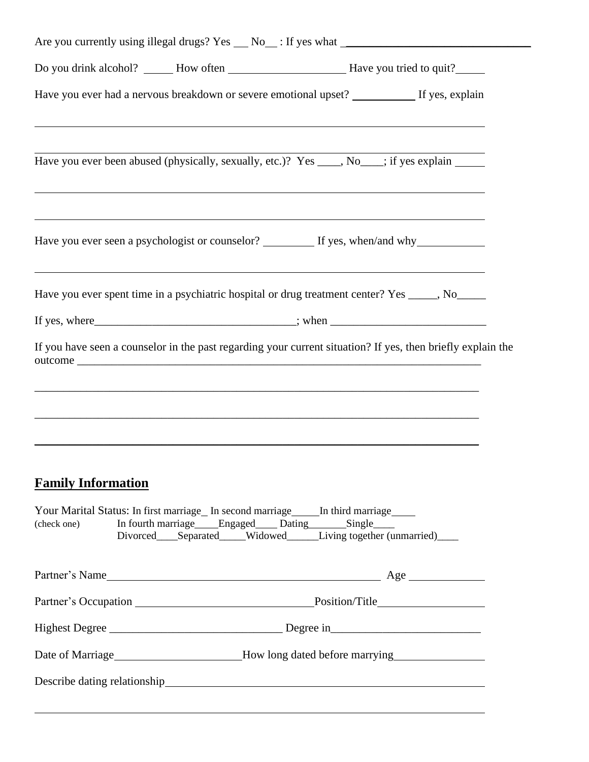Are you currently using illegal drugs? Yes ___ No___ : If yes what ________________________________

Do you drink alcohol? _____ How often ____________________ Have you tried to quit?_____

Have you ever had a nervous breakdown or severe emotional upset? __________ If yes, explain

_______________________________________________________________________________

_______________________________________________________________________________

Have you ever been abused (physically, sexually, etc.)? Yes ____, No____; if yes explain _____

_______________________________________________________________________________

_______________________________________________________________________________

Have you ever seen a psychologist or counselor? _________ If yes, when/and why___________

_______________________________________________________________________________

Have you ever spent time in a psychiatric hospital or drug treatment center? Yes _____, No_____

If yes, where___________________________________; when __________________________

If you have seen a counselor in the past regarding your current situation? If yes, then briefly explain the outcome _________________________________________________________________________

_______________________________________________________________________________

_______________________________________________________________________________

_______________________________________________________________________________

## Family Information

Your Marital Status: In first marriage_ In second marriage_____In third marriage____
(check one) In fourth marriage____Engaged____ Dating_______Single____
Divorced____Separated_____Widowed______Living together (unmarried)____

Partner's Name_______________________________________________ Age ____________

Partner's Occupation ______________________________Position/Title_________________

Highest Degree ______________________________ Degree in_________________________

Date of Marriage______________________How long dated before marrying_______________

Describe dating relationship______________________________________________________

_______________________________________________________________________________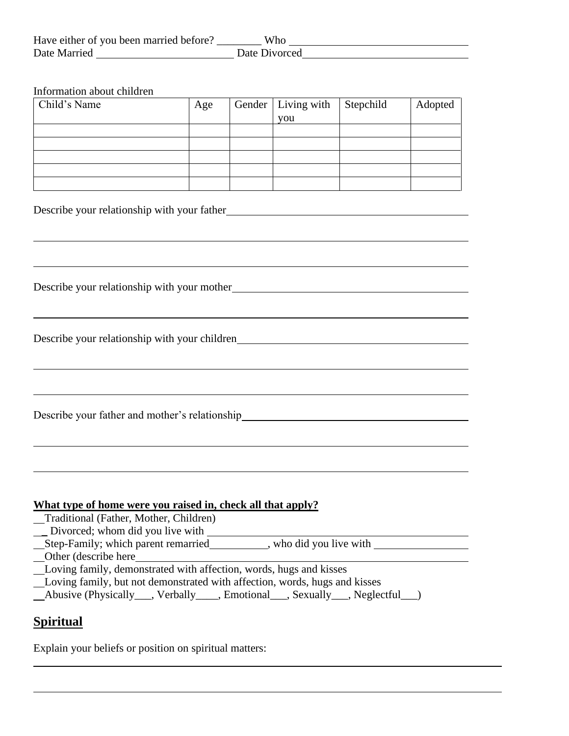Have either of you been married before? ________ Who ______________________________
Date Married ______________________ Date Divorced____________________________

Information about children

| Child's Name | Age | Gender | Living with you | Stepchild | Adopted |
|---|---|---|---|---|---|
| | | | | | |
| | | | | | |
| | | | | | |
| | | | | | |
| | | | | | |

Describe your relationship with your father________________________________________

_____________________________________________________________________________

_____________________________________________________________________________

Describe your relationship with your mother_______________________________________

_____________________________________________________________________________

Describe your relationship with your children______________________________________

_____________________________________________________________________________

_____________________________________________________________________________

Describe your father and mother's relationship______________________________________

_____________________________________________________________________________

_____________________________________________________________________________

**What type of home were you raised in, check all that apply?**

__Traditional (Father, Mother, Children)
__ Divorced; whom did you live with ____________________________________________
__Step-Family; which parent remarried__________, who did you live with ________________
__Other (describe here______________________________________________________________
__Loving family, demonstrated with affection, words, hugs and kisses
__Loving family, but not demonstrated with affection, words, hugs and kisses
__Abusive (Physically___, Verbally____, Emotional___, Sexually___, Neglectful___)

## Spiritual

Explain your beliefs or position on spiritual matters:

_____________________________________________________________________________

_____________________________________________________________________________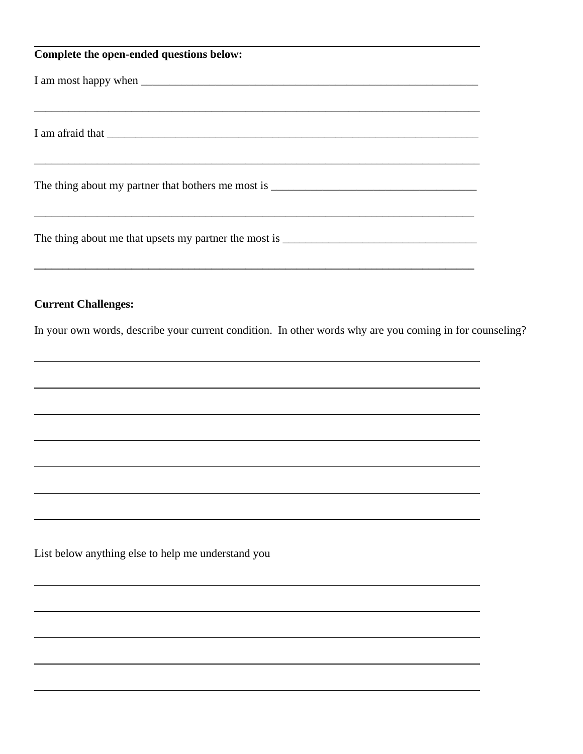**Complete the open-ended questions below:**

I am most happy when ______________________________________________________________

________________________________________________________________________________

I am afraid that ___________________________________________________________________

________________________________________________________________________________

The thing about my partner that bothers me most is ____________________________________

________________________________________________________________________________

The thing about me that upsets my partner the most is __________________________________

________________________________________________________________________________

**Current Challenges:**

In your own words, describe your current condition. In other words why are you coming in for counseling?

________________________________________________________________________________

________________________________________________________________________________

________________________________________________________________________________

________________________________________________________________________________

________________________________________________________________________________

________________________________________________________________________________

________________________________________________________________________________

List below anything else to help me understand you

________________________________________________________________________________

________________________________________________________________________________

________________________________________________________________________________

________________________________________________________________________________

________________________________________________________________________________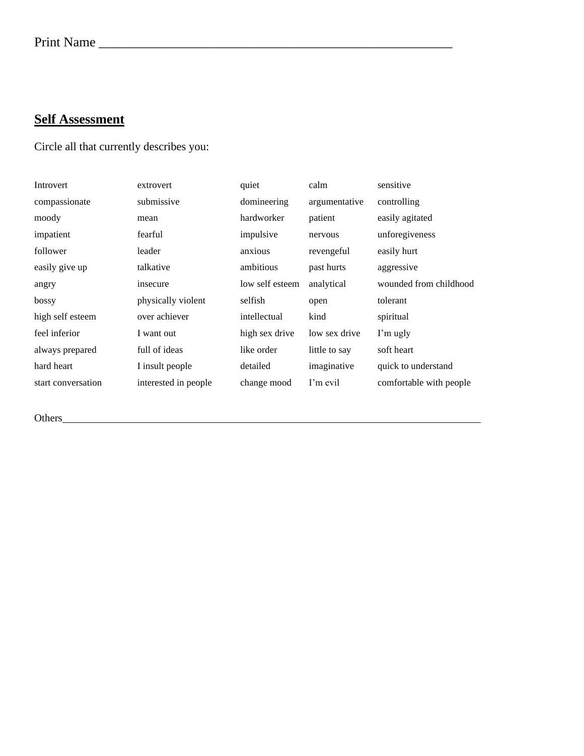Print Name \_\_\_\_\_\_\_\_\_\_\_\_\_\_\_\_\_\_\_\_\_\_\_\_\_\_\_\_\_\_\_\_\_\_\_\_\_\_\_\_\_\_\_\_\_\_\_\_\_\_\_\_\_\_

## **Self Assessment**

Circle all that currently describes you:

| | | | | |
|---|---|---|---|---|
| Introvert | extrovert | quiet | calm | sensitive |
| compassionate | submissive | domineering | argumentative | controlling |
| moody | mean | hardworker | patient | easily agitated |
| impatient | fearful | impulsive | nervous | unforegiveness |
| follower | leader | anxious | revengeful | easily hurt |
| easily give up | talkative | ambitious | past hurts | aggressive |
| angry | insecure | low self esteem | analytical | wounded from childhood |
| bossy | physically violent | selfish | open | tolerant |
| high self esteem | over achiever | intellectual | kind | spiritual |
| feel inferior | I want out | high sex drive | low sex drive | I'm ugly |
| always prepared | full of ideas | like order | little to say | soft heart |
| hard heart | I insult people | detailed | imaginative | quick to understand |
| start conversation | interested in people | change mood | I'm evil | comfortable with people |

Others\_\_\_\_\_\_\_\_\_\_\_\_\_\_\_\_\_\_\_\_\_\_\_\_\_\_\_\_\_\_\_\_\_\_\_\_\_\_\_\_\_\_\_\_\_\_\_\_\_\_\_\_\_\_\_\_\_\_\_\_\_\_\_\_